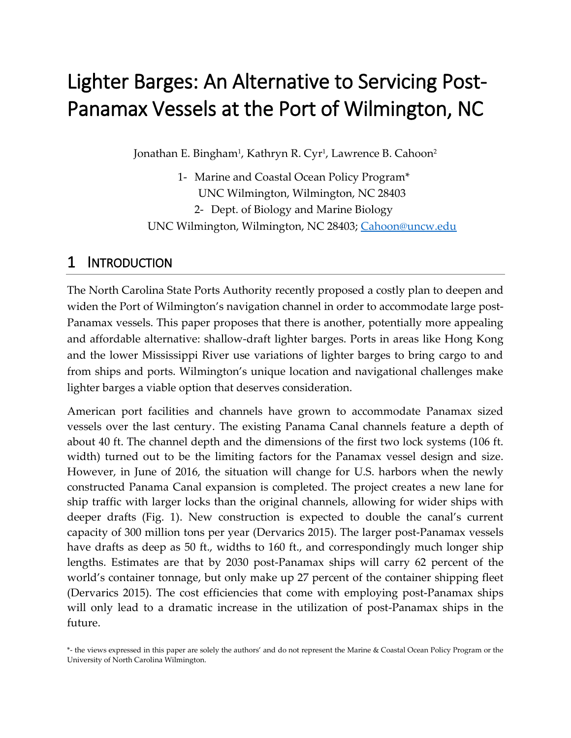# Lighter Barges: An Alternative to Servicing Post-Panamax Vessels at the Port of Wilmington, NC

Jonathan E. Bingham[1], Kathryn R. Cyr[1], Lawrence B. Cahoon[2]

1- Marine and Coastal Ocean Policy Program*
UNC Wilmington, Wilmington, NC 28403

2- Dept. of Biology and Marine Biology
UNC Wilmington, Wilmington, NC 28403; Cahoon@uncw.edu

## 1 Introduction

The North Carolina State Ports Authority recently proposed a costly plan to deepen and widen the Port of Wilmington's navigation channel in order to accommodate large post-Panamax vessels. This paper proposes that there is another, potentially more appealing and affordable alternative: shallow-draft lighter barges. Ports in areas like Hong Kong and the lower Mississippi River use variations of lighter barges to bring cargo to and from ships and ports. Wilmington's unique location and navigational challenges make lighter barges a viable option that deserves consideration.

American port facilities and channels have grown to accommodate Panamax sized vessels over the last century. The existing Panama Canal channels feature a depth of about 40 ft. The channel depth and the dimensions of the first two lock systems (106 ft. width) turned out to be the limiting factors for the Panamax vessel design and size. However, in June of 2016, the situation will change for U.S. harbors when the newly constructed Panama Canal expansion is completed. The project creates a new lane for ship traffic with larger locks than the original channels, allowing for wider ships with deeper drafts (Fig. 1). New construction is expected to double the canal's current capacity of 300 million tons per year (Dervarics 2015). The larger post-Panamax vessels have drafts as deep as 50 ft., widths to 160 ft., and correspondingly much longer ship lengths. Estimates are that by 2030 post-Panamax ships will carry 62 percent of the world's container tonnage, but only make up 27 percent of the container shipping fleet (Dervarics 2015). The cost efficiencies that come with employing post-Panamax ships will only lead to a dramatic increase in the utilization of post-Panamax ships in the future.

*- the views expressed in this paper are solely the authors' and do not represent the Marine & Coastal Ocean Policy Program or the University of North Carolina Wilmington.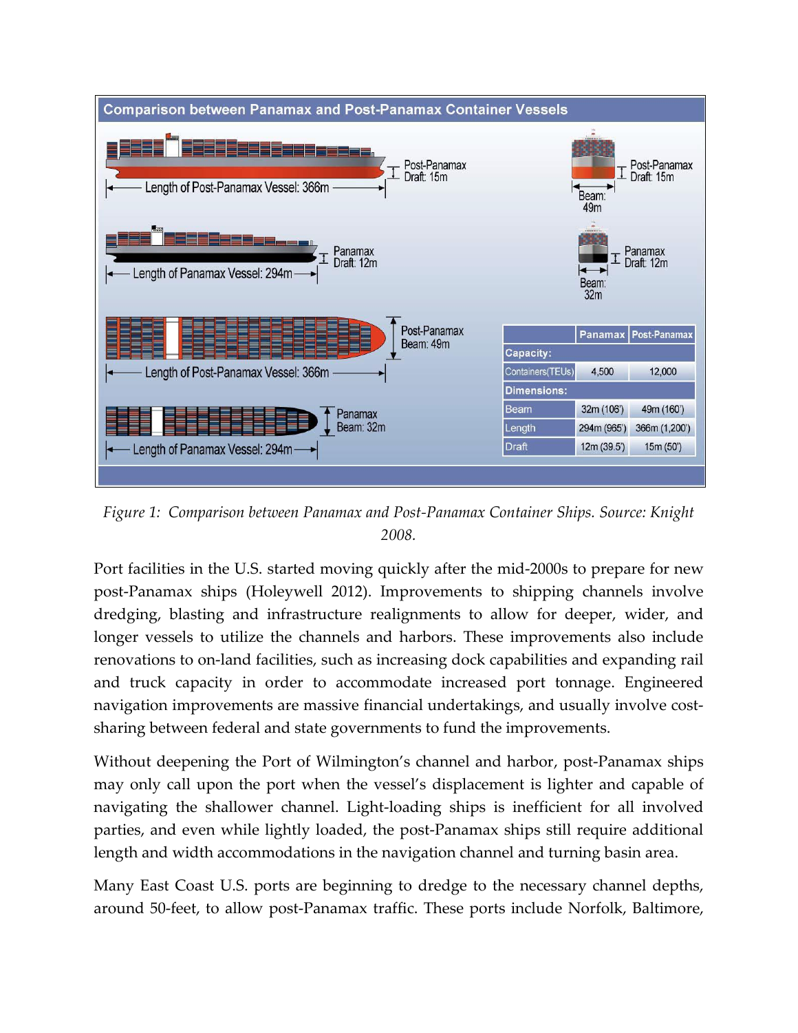**Comparison between Panamax and Post-Panamax Container Vessels**

| | Panamax | Post-Panamax |
|---|---|---|
| **Capacity:** | | |
| Containers(TEUs) | 4,500 | 12,000 |
| **Dimensions:** | | |
| Beam | 32m (106') | 49m (160') |
| Length | 294m (965') | 366m (1,200') |
| Draft | 12m (39.5') | 15m (50') |

*Figure 1: Comparison between Panamax and Post-Panamax Container Ships. Source: Knight 2008.*

Port facilities in the U.S. started moving quickly after the mid-2000s to prepare for new post-Panamax ships (Holeywell 2012). Improvements to shipping channels involve dredging, blasting and infrastructure realignments to allow for deeper, wider, and longer vessels to utilize the channels and harbors. These improvements also include renovations to on-land facilities, such as increasing dock capabilities and expanding rail and truck capacity in order to accommodate increased port tonnage. Engineered navigation improvements are massive financial undertakings, and usually involve cost-sharing between federal and state governments to fund the improvements.

Without deepening the Port of Wilmington's channel and harbor, post-Panamax ships may only call upon the port when the vessel's displacement is lighter and capable of navigating the shallower channel. Light-loading ships is inefficient for all involved parties, and even while lightly loaded, the post-Panamax ships still require additional length and width accommodations in the navigation channel and turning basin area.

Many East Coast U.S. ports are beginning to dredge to the necessary channel depths, around 50-feet, to allow post-Panamax traffic. These ports include Norfolk, Baltimore,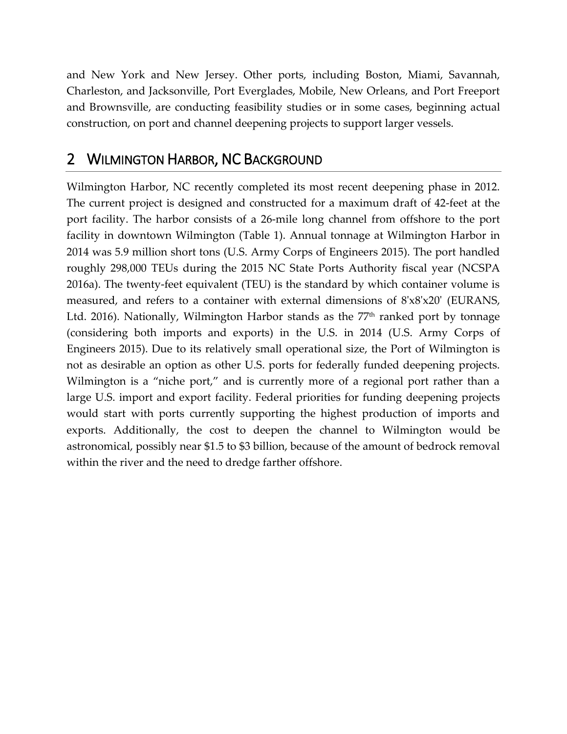and New York and New Jersey. Other ports, including Boston, Miami, Savannah, Charleston, and Jacksonville, Port Everglades, Mobile, New Orleans, and Port Freeport and Brownsville, are conducting feasibility studies or in some cases, beginning actual construction, on port and channel deepening projects to support larger vessels.

## 2 WILMINGTON HARBOR, NC BACKGROUND

Wilmington Harbor, NC recently completed its most recent deepening phase in 2012. The current project is designed and constructed for a maximum draft of 42-feet at the port facility. The harbor consists of a 26-mile long channel from offshore to the port facility in downtown Wilmington (Table 1). Annual tonnage at Wilmington Harbor in 2014 was 5.9 million short tons (U.S. Army Corps of Engineers 2015). The port handled roughly 298,000 TEUs during the 2015 NC State Ports Authority fiscal year (NCSPA 2016a). The twenty-feet equivalent (TEU) is the standard by which container volume is measured, and refers to a container with external dimensions of 8'x8'x20' (EURANS, Ltd. 2016). Nationally, Wilmington Harbor stands as the 77th ranked port by tonnage (considering both imports and exports) in the U.S. in 2014 (U.S. Army Corps of Engineers 2015). Due to its relatively small operational size, the Port of Wilmington is not as desirable an option as other U.S. ports for federally funded deepening projects. Wilmington is a "niche port," and is currently more of a regional port rather than a large U.S. import and export facility. Federal priorities for funding deepening projects would start with ports currently supporting the highest production of imports and exports. Additionally, the cost to deepen the channel to Wilmington would be astronomical, possibly near $1.5 to $3 billion, because of the amount of bedrock removal within the river and the need to dredge farther offshore.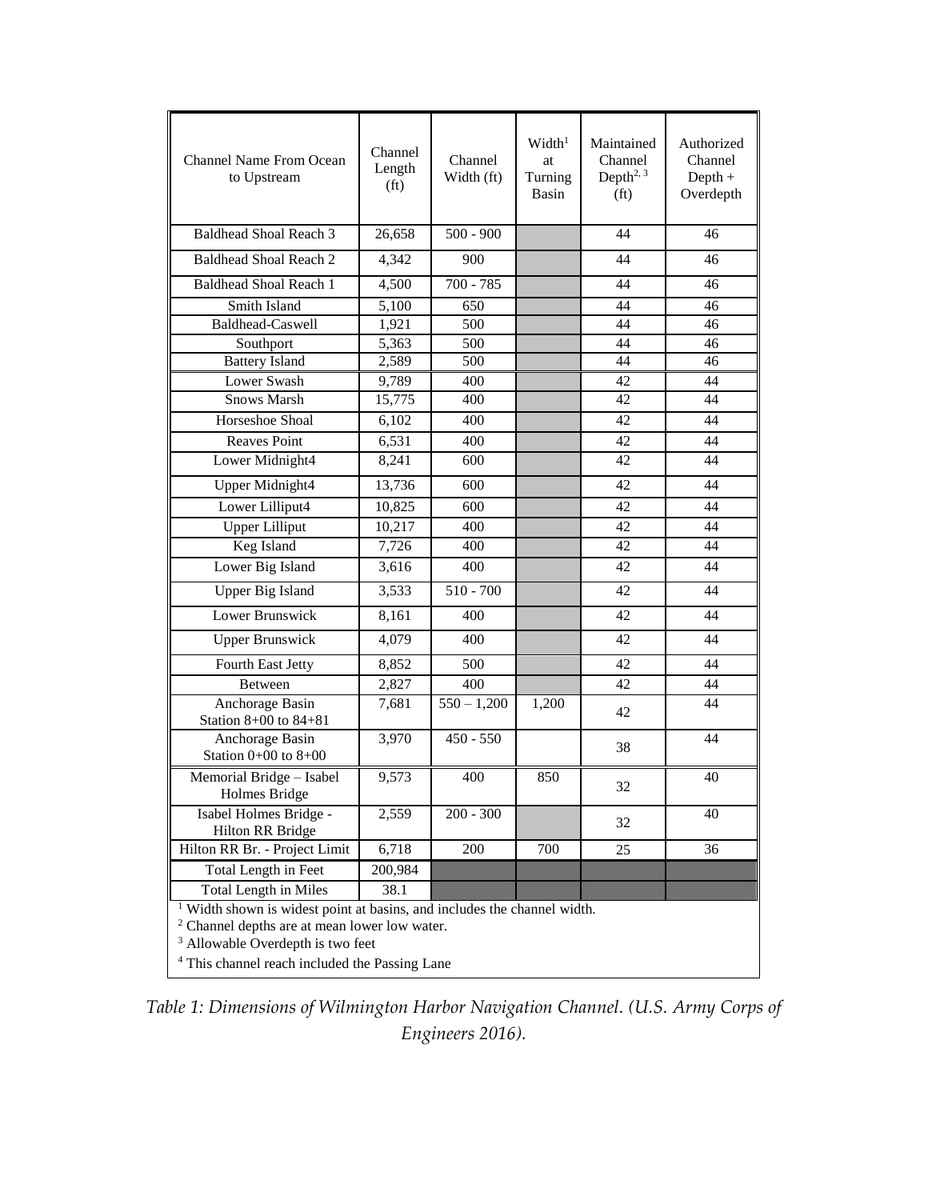| Channel Name From Ocean to Upstream | Channel Length (ft) | Channel Width (ft) | Width[1] at Turning Basin | Maintained Channel Depth[2, 3] (ft) | Authorized Channel Depth + Overdepth |
|---|---|---|---|---|---|
| Baldhead Shoal Reach 3 | 26,658 | 500 - 900 | | 44 | 46 |
| Baldhead Shoal Reach 2 | 4,342 | 900 | | 44 | 46 |
| Baldhead Shoal Reach 1 | 4,500 | 700 - 785 | | 44 | 46 |
| Smith Island | 5,100 | 650 | | 44 | 46 |
| Baldhead-Caswell | 1,921 | 500 | | 44 | 46 |
| Southport | 5,363 | 500 | | 44 | 46 |
| Battery Island | 2,589 | 500 | | 44 | 46 |
| Lower Swash | 9,789 | 400 | | 42 | 44 |
| Snows Marsh | 15,775 | 400 | | 42 | 44 |
| Horseshoe Shoal | 6,102 | 400 | | 42 | 44 |
| Reaves Point | 6,531 | 400 | | 42 | 44 |
| Lower Midnight4 | 8,241 | 600 | | 42 | 44 |
| Upper Midnight4 | 13,736 | 600 | | 42 | 44 |
| Lower Lilliput4 | 10,825 | 600 | | 42 | 44 |
| Upper Lilliput | 10,217 | 400 | | 42 | 44 |
| Keg Island | 7,726 | 400 | | 42 | 44 |
| Lower Big Island | 3,616 | 400 | | 42 | 44 |
| Upper Big Island | 3,533 | 510 - 700 | | 42 | 44 |
| Lower Brunswick | 8,161 | 400 | | 42 | 44 |
| Upper Brunswick | 4,079 | 400 | | 42 | 44 |
| Fourth East Jetty | 8,852 | 500 | | 42 | 44 |
| Between | 2,827 | 400 | | 42 | 44 |
| Anchorage Basin Station 8+00 to 84+81 | 7,681 | 550 – 1,200 | 1,200 | 42 | 44 |
| Anchorage Basin Station 0+00 to 8+00 | 3,970 | 450 - 550 | | 38 | 44 |
| Memorial Bridge – Isabel Holmes Bridge | 9,573 | 400 | 850 | 32 | 40 |
| Isabel Holmes Bridge - Hilton RR Bridge | 2,559 | 200 - 300 | | 32 | 40 |
| Hilton RR Br. - Project Limit | 6,718 | 200 | 700 | 25 | 36 |
| Total Length in Feet | 200,984 | | | | |
| Total Length in Miles | 38.1 | | | | |

[1] Width shown is widest point at basins, and includes the channel width.

[2] Channel depths are at mean lower low water.

[3] Allowable Overdepth is two feet

[4] This channel reach included the Passing Lane

*Table 1: Dimensions of Wilmington Harbor Navigation Channel. (U.S. Army Corps of Engineers 2016).*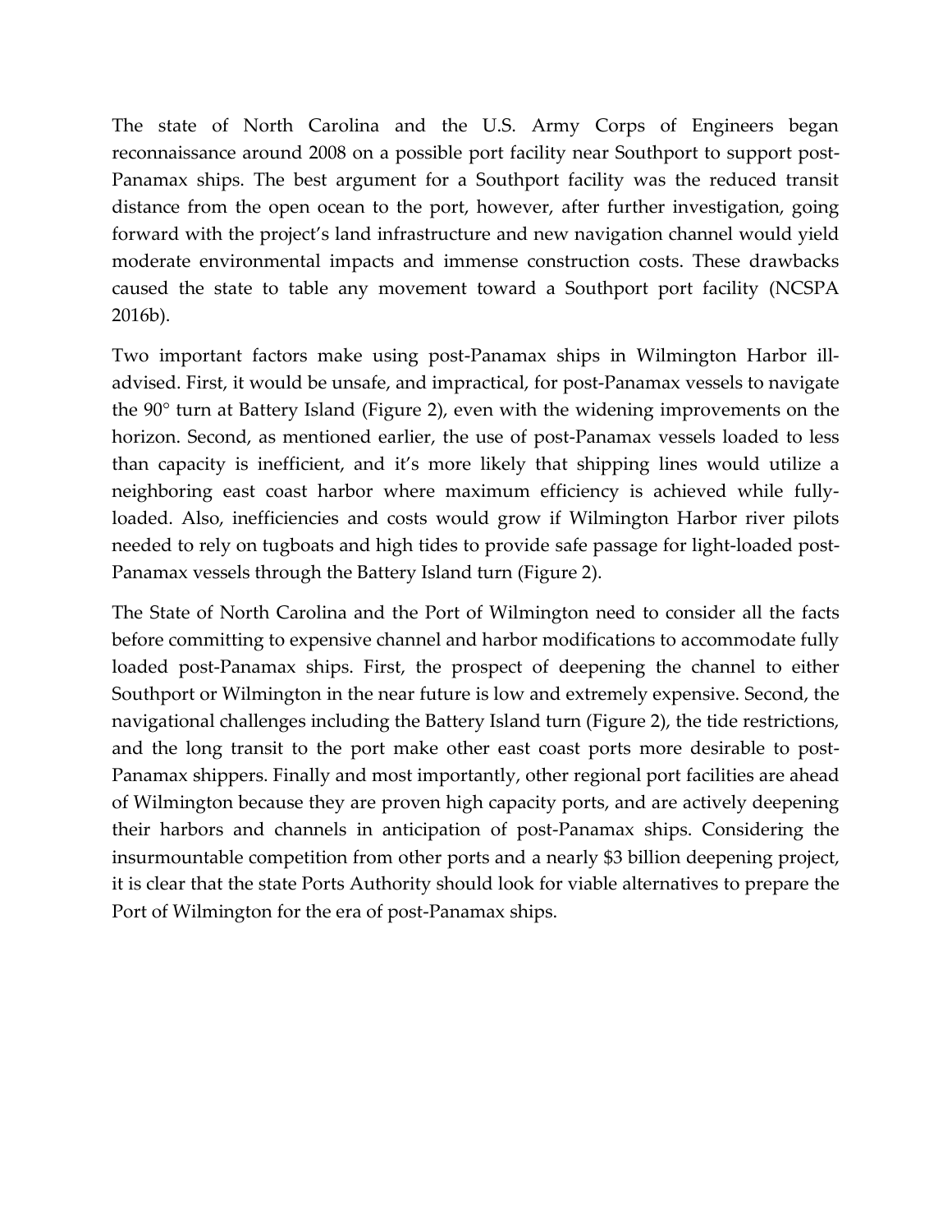The state of North Carolina and the U.S. Army Corps of Engineers began reconnaissance around 2008 on a possible port facility near Southport to support post-Panamax ships. The best argument for a Southport facility was the reduced transit distance from the open ocean to the port, however, after further investigation, going forward with the project's land infrastructure and new navigation channel would yield moderate environmental impacts and immense construction costs. These drawbacks caused the state to table any movement toward a Southport port facility (NCSPA 2016b).

Two important factors make using post-Panamax ships in Wilmington Harbor ill-advised. First, it would be unsafe, and impractical, for post-Panamax vessels to navigate the 90° turn at Battery Island (Figure 2), even with the widening improvements on the horizon. Second, as mentioned earlier, the use of post-Panamax vessels loaded to less than capacity is inefficient, and it's more likely that shipping lines would utilize a neighboring east coast harbor where maximum efficiency is achieved while fully-loaded. Also, inefficiencies and costs would grow if Wilmington Harbor river pilots needed to rely on tugboats and high tides to provide safe passage for light-loaded post-Panamax vessels through the Battery Island turn (Figure 2).

The State of North Carolina and the Port of Wilmington need to consider all the facts before committing to expensive channel and harbor modifications to accommodate fully loaded post-Panamax ships. First, the prospect of deepening the channel to either Southport or Wilmington in the near future is low and extremely expensive. Second, the navigational challenges including the Battery Island turn (Figure 2), the tide restrictions, and the long transit to the port make other east coast ports more desirable to post-Panamax shippers. Finally and most importantly, other regional port facilities are ahead of Wilmington because they are proven high capacity ports, and are actively deepening their harbors and channels in anticipation of post-Panamax ships. Considering the insurmountable competition from other ports and a nearly $3 billion deepening project, it is clear that the state Ports Authority should look for viable alternatives to prepare the Port of Wilmington for the era of post-Panamax ships.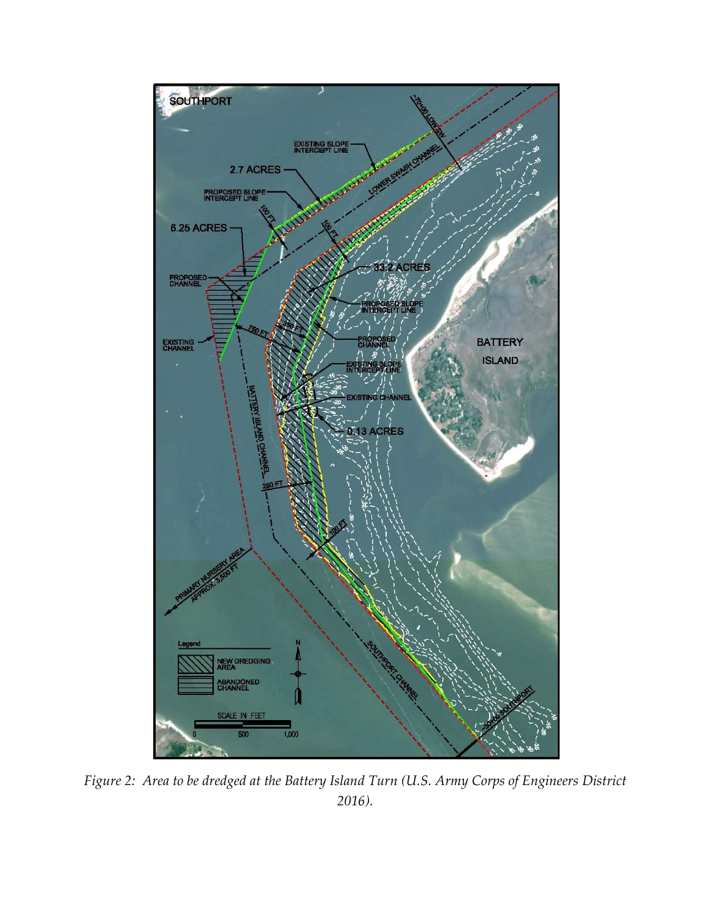*Figure 2: Area to be dredged at the Battery Island Turn (U.S. Army Corps of Engineers District 2016).*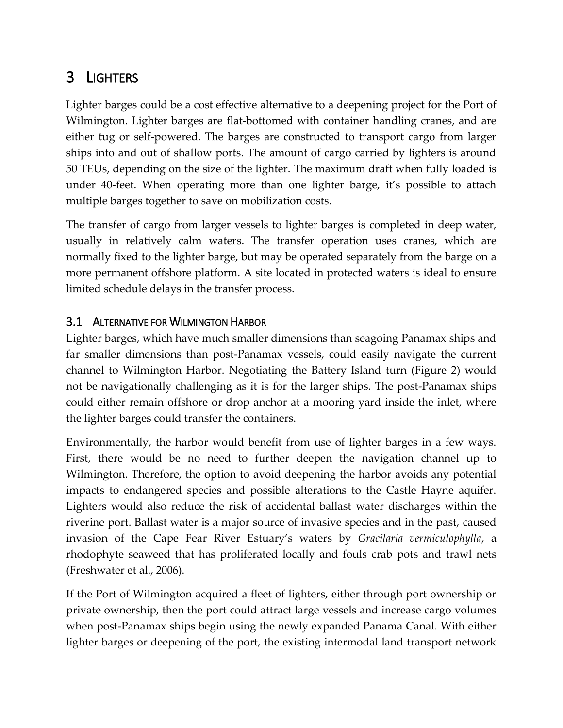# 3 LIGHTERS

Lighter barges could be a cost effective alternative to a deepening project for the Port of Wilmington. Lighter barges are flat-bottomed with container handling cranes, and are either tug or self-powered. The barges are constructed to transport cargo from larger ships into and out of shallow ports. The amount of cargo carried by lighters is around 50 TEUs, depending on the size of the lighter. The maximum draft when fully loaded is under 40-feet. When operating more than one lighter barge, it's possible to attach multiple barges together to save on mobilization costs.

The transfer of cargo from larger vessels to lighter barges is completed in deep water, usually in relatively calm waters. The transfer operation uses cranes, which are normally fixed to the lighter barge, but may be operated separately from the barge on a more permanent offshore platform. A site located in protected waters is ideal to ensure limited schedule delays in the transfer process.

## 3.1 ALTERNATIVE FOR WILMINGTON HARBOR

Lighter barges, which have much smaller dimensions than seagoing Panamax ships and far smaller dimensions than post-Panamax vessels, could easily navigate the current channel to Wilmington Harbor. Negotiating the Battery Island turn (Figure 2) would not be navigationally challenging as it is for the larger ships. The post-Panamax ships could either remain offshore or drop anchor at a mooring yard inside the inlet, where the lighter barges could transfer the containers.

Environmentally, the harbor would benefit from use of lighter barges in a few ways. First, there would be no need to further deepen the navigation channel up to Wilmington. Therefore, the option to avoid deepening the harbor avoids any potential impacts to endangered species and possible alterations to the Castle Hayne aquifer. Lighters would also reduce the risk of accidental ballast water discharges within the riverine port. Ballast water is a major source of invasive species and in the past, caused invasion of the Cape Fear River Estuary's waters by *Gracilaria vermiculophylla*, a rhodophyte seaweed that has proliferated locally and fouls crab pots and trawl nets (Freshwater et al., 2006).

If the Port of Wilmington acquired a fleet of lighters, either through port ownership or private ownership, then the port could attract large vessels and increase cargo volumes when post-Panamax ships begin using the newly expanded Panama Canal. With either lighter barges or deepening of the port, the existing intermodal land transport network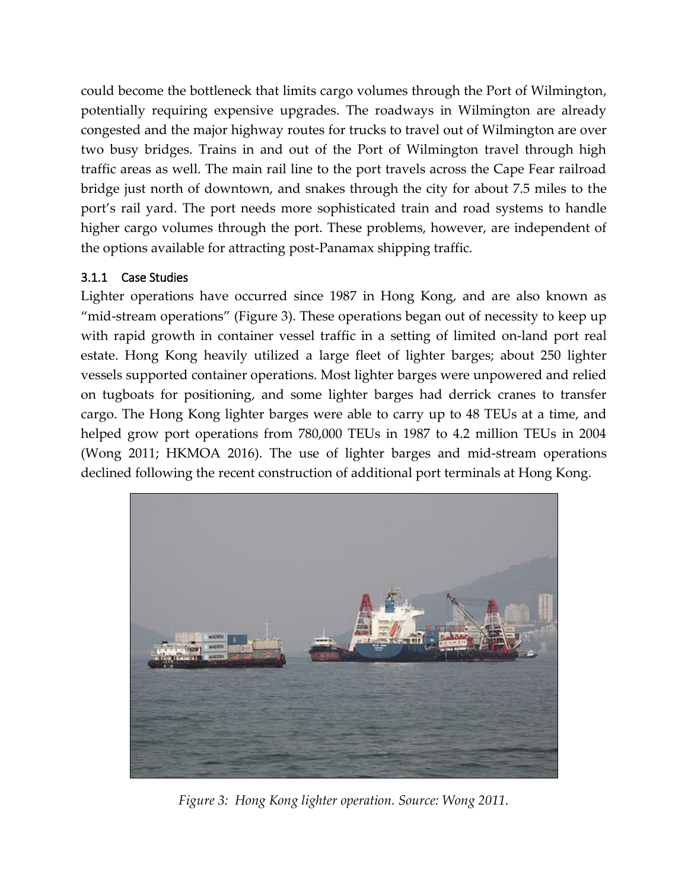could become the bottleneck that limits cargo volumes through the Port of Wilmington, potentially requiring expensive upgrades. The roadways in Wilmington are already congested and the major highway routes for trucks to travel out of Wilmington are over two busy bridges. Trains in and out of the Port of Wilmington travel through high traffic areas as well. The main rail line to the port travels across the Cape Fear railroad bridge just north of downtown, and snakes through the city for about 7.5 miles to the port's rail yard. The port needs more sophisticated train and road systems to handle higher cargo volumes through the port. These problems, however, are independent of the options available for attracting post-Panamax shipping traffic.

### 3.1.1 Case Studies

Lighter operations have occurred since 1987 in Hong Kong, and are also known as "mid-stream operations" (Figure 3). These operations began out of necessity to keep up with rapid growth in container vessel traffic in a setting of limited on-land port real estate. Hong Kong heavily utilized a large fleet of lighter barges; about 250 lighter vessels supported container operations. Most lighter barges were unpowered and relied on tugboats for positioning, and some lighter barges had derrick cranes to transfer cargo. The Hong Kong lighter barges were able to carry up to 48 TEUs at a time, and helped grow port operations from 780,000 TEUs in 1987 to 4.2 million TEUs in 2004 (Wong 2011; HKMOA 2016). The use of lighter barges and mid-stream operations declined following the recent construction of additional port terminals at Hong Kong.

*Figure 3: Hong Kong lighter operation. Source: Wong 2011.*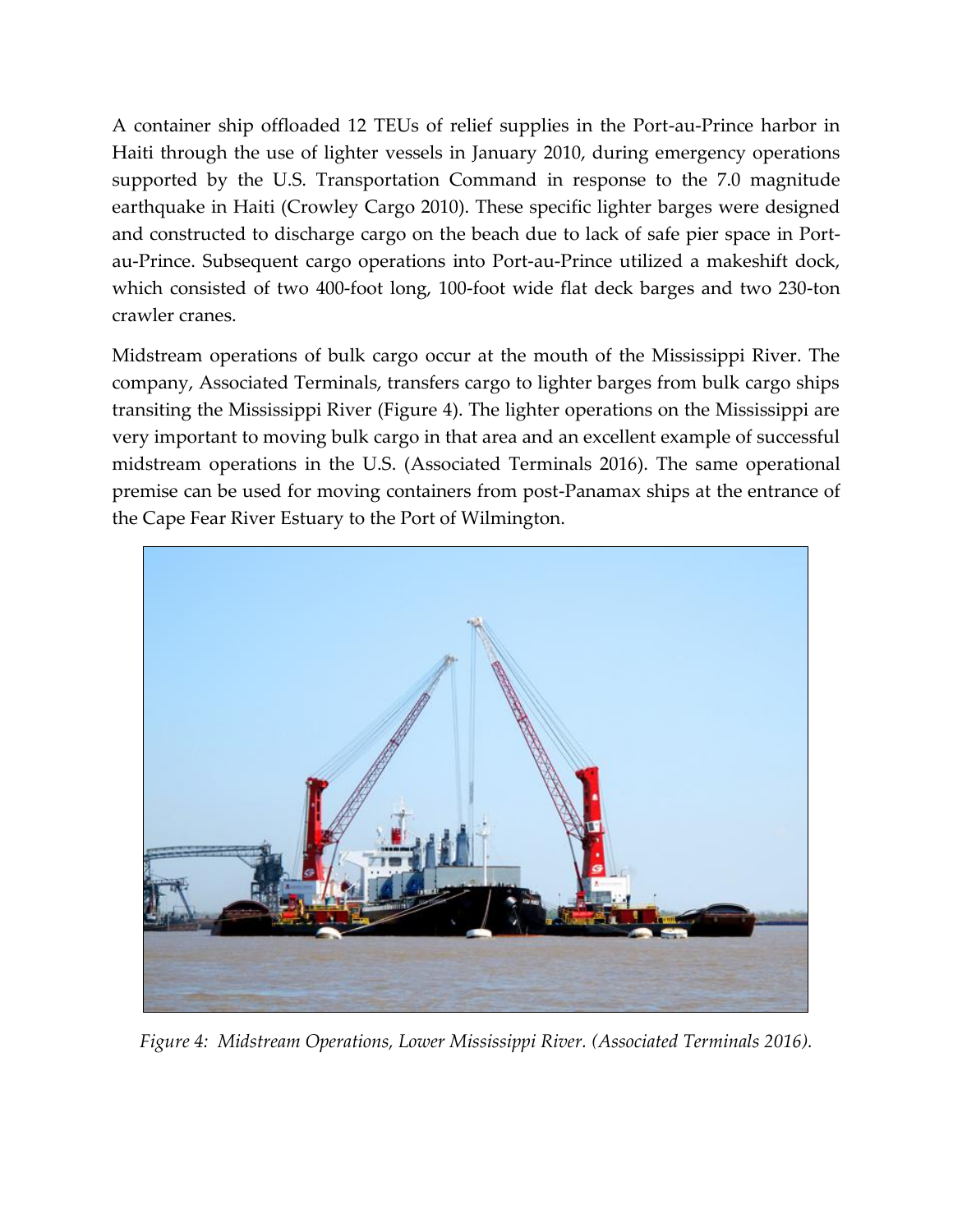A container ship offloaded 12 TEUs of relief supplies in the Port-au-Prince harbor in Haiti through the use of lighter vessels in January 2010, during emergency operations supported by the U.S. Transportation Command in response to the 7.0 magnitude earthquake in Haiti (Crowley Cargo 2010). These specific lighter barges were designed and constructed to discharge cargo on the beach due to lack of safe pier space in Port-au-Prince. Subsequent cargo operations into Port-au-Prince utilized a makeshift dock, which consisted of two 400-foot long, 100-foot wide flat deck barges and two 230-ton crawler cranes.

Midstream operations of bulk cargo occur at the mouth of the Mississippi River. The company, Associated Terminals, transfers cargo to lighter barges from bulk cargo ships transiting the Mississippi River (Figure 4). The lighter operations on the Mississippi are very important to moving bulk cargo in that area and an excellent example of successful midstream operations in the U.S. (Associated Terminals 2016). The same operational premise can be used for moving containers from post-Panamax ships at the entrance of the Cape Fear River Estuary to the Port of Wilmington.

*Figure 4: Midstream Operations, Lower Mississippi River. (Associated Terminals 2016).*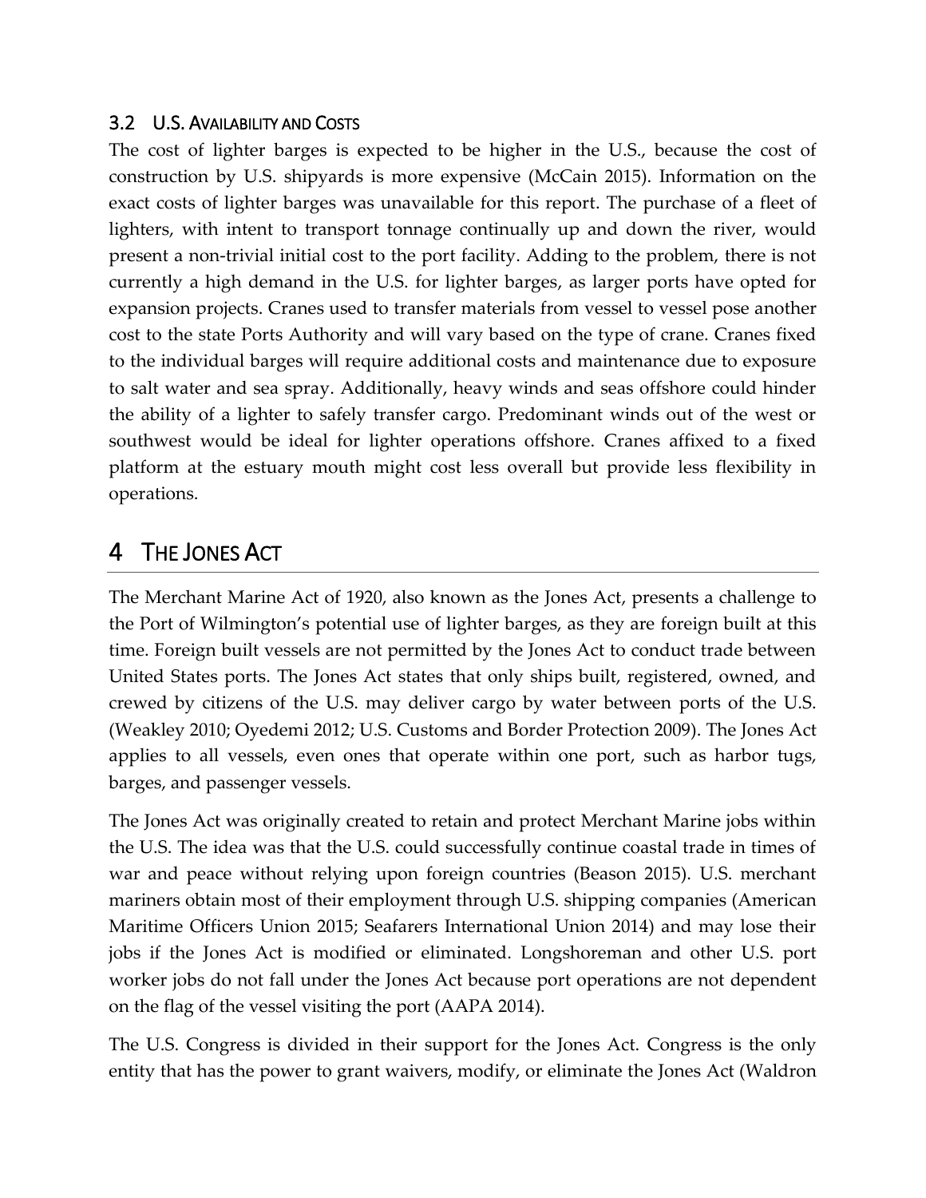### 3.2 U.S. Availability and Costs

The cost of lighter barges is expected to be higher in the U.S., because the cost of construction by U.S. shipyards is more expensive (McCain 2015). Information on the exact costs of lighter barges was unavailable for this report. The purchase of a fleet of lighters, with intent to transport tonnage continually up and down the river, would present a non-trivial initial cost to the port facility. Adding to the problem, there is not currently a high demand in the U.S. for lighter barges, as larger ports have opted for expansion projects. Cranes used to transfer materials from vessel to vessel pose another cost to the state Ports Authority and will vary based on the type of crane. Cranes fixed to the individual barges will require additional costs and maintenance due to exposure to salt water and sea spray. Additionally, heavy winds and seas offshore could hinder the ability of a lighter to safely transfer cargo. Predominant winds out of the west or southwest would be ideal for lighter operations offshore. Cranes affixed to a fixed platform at the estuary mouth might cost less overall but provide less flexibility in operations.

## 4 The Jones Act

The Merchant Marine Act of 1920, also known as the Jones Act, presents a challenge to the Port of Wilmington's potential use of lighter barges, as they are foreign built at this time. Foreign built vessels are not permitted by the Jones Act to conduct trade between United States ports. The Jones Act states that only ships built, registered, owned, and crewed by citizens of the U.S. may deliver cargo by water between ports of the U.S. (Weakley 2010; Oyedemi 2012; U.S. Customs and Border Protection 2009). The Jones Act applies to all vessels, even ones that operate within one port, such as harbor tugs, barges, and passenger vessels.

The Jones Act was originally created to retain and protect Merchant Marine jobs within the U.S. The idea was that the U.S. could successfully continue coastal trade in times of war and peace without relying upon foreign countries (Beason 2015). U.S. merchant mariners obtain most of their employment through U.S. shipping companies (American Maritime Officers Union 2015; Seafarers International Union 2014) and may lose their jobs if the Jones Act is modified or eliminated. Longshoreman and other U.S. port worker jobs do not fall under the Jones Act because port operations are not dependent on the flag of the vessel visiting the port (AAPA 2014).

The U.S. Congress is divided in their support for the Jones Act. Congress is the only entity that has the power to grant waivers, modify, or eliminate the Jones Act (Waldron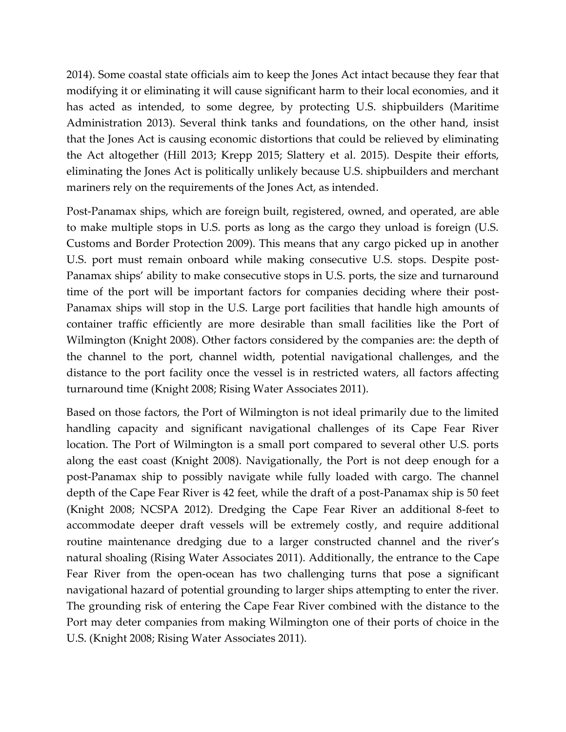2014). Some coastal state officials aim to keep the Jones Act intact because they fear that modifying it or eliminating it will cause significant harm to their local economies, and it has acted as intended, to some degree, by protecting U.S. shipbuilders (Maritime Administration 2013). Several think tanks and foundations, on the other hand, insist that the Jones Act is causing economic distortions that could be relieved by eliminating the Act altogether (Hill 2013; Krepp 2015; Slattery et al. 2015). Despite their efforts, eliminating the Jones Act is politically unlikely because U.S. shipbuilders and merchant mariners rely on the requirements of the Jones Act, as intended.

Post-Panamax ships, which are foreign built, registered, owned, and operated, are able to make multiple stops in U.S. ports as long as the cargo they unload is foreign (U.S. Customs and Border Protection 2009). This means that any cargo picked up in another U.S. port must remain onboard while making consecutive U.S. stops. Despite post-Panamax ships' ability to make consecutive stops in U.S. ports, the size and turnaround time of the port will be important factors for companies deciding where their post-Panamax ships will stop in the U.S. Large port facilities that handle high amounts of container traffic efficiently are more desirable than small facilities like the Port of Wilmington (Knight 2008). Other factors considered by the companies are: the depth of the channel to the port, channel width, potential navigational challenges, and the distance to the port facility once the vessel is in restricted waters, all factors affecting turnaround time (Knight 2008; Rising Water Associates 2011).

Based on those factors, the Port of Wilmington is not ideal primarily due to the limited handling capacity and significant navigational challenges of its Cape Fear River location. The Port of Wilmington is a small port compared to several other U.S. ports along the east coast (Knight 2008). Navigationally, the Port is not deep enough for a post-Panamax ship to possibly navigate while fully loaded with cargo. The channel depth of the Cape Fear River is 42 feet, while the draft of a post-Panamax ship is 50 feet (Knight 2008; NCSPA 2012). Dredging the Cape Fear River an additional 8-feet to accommodate deeper draft vessels will be extremely costly, and require additional routine maintenance dredging due to a larger constructed channel and the river's natural shoaling (Rising Water Associates 2011). Additionally, the entrance to the Cape Fear River from the open-ocean has two challenging turns that pose a significant navigational hazard of potential grounding to larger ships attempting to enter the river. The grounding risk of entering the Cape Fear River combined with the distance to the Port may deter companies from making Wilmington one of their ports of choice in the U.S. (Knight 2008; Rising Water Associates 2011).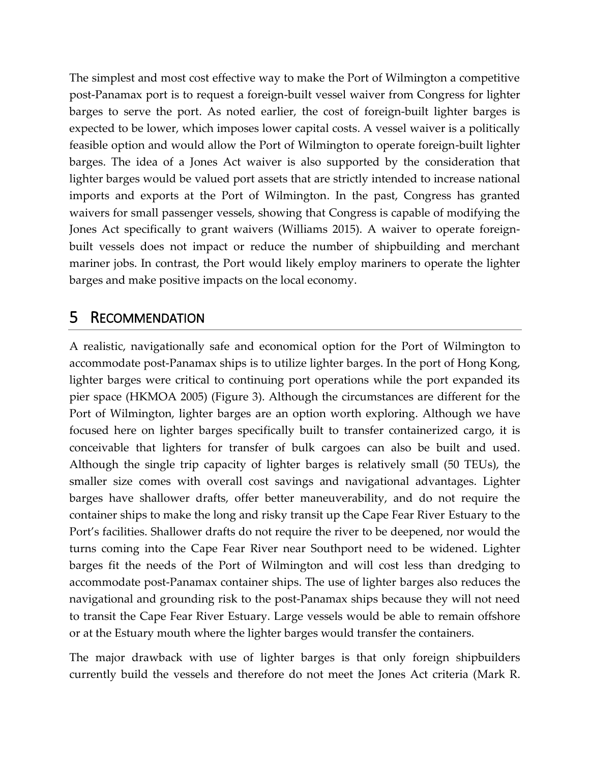The simplest and most cost effective way to make the Port of Wilmington a competitive post-Panamax port is to request a foreign-built vessel waiver from Congress for lighter barges to serve the port. As noted earlier, the cost of foreign-built lighter barges is expected to be lower, which imposes lower capital costs. A vessel waiver is a politically feasible option and would allow the Port of Wilmington to operate foreign-built lighter barges. The idea of a Jones Act waiver is also supported by the consideration that lighter barges would be valued port assets that are strictly intended to increase national imports and exports at the Port of Wilmington. In the past, Congress has granted waivers for small passenger vessels, showing that Congress is capable of modifying the Jones Act specifically to grant waivers (Williams 2015). A waiver to operate foreign-built vessels does not impact or reduce the number of shipbuilding and merchant mariner jobs. In contrast, the Port would likely employ mariners to operate the lighter barges and make positive impacts on the local economy.

## 5 RECOMMENDATION

A realistic, navigationally safe and economical option for the Port of Wilmington to accommodate post-Panamax ships is to utilize lighter barges. In the port of Hong Kong, lighter barges were critical to continuing port operations while the port expanded its pier space (HKMOA 2005) (Figure 3). Although the circumstances are different for the Port of Wilmington, lighter barges are an option worth exploring. Although we have focused here on lighter barges specifically built to transfer containerized cargo, it is conceivable that lighters for transfer of bulk cargoes can also be built and used. Although the single trip capacity of lighter barges is relatively small (50 TEUs), the smaller size comes with overall cost savings and navigational advantages. Lighter barges have shallower drafts, offer better maneuverability, and do not require the container ships to make the long and risky transit up the Cape Fear River Estuary to the Port's facilities. Shallower drafts do not require the river to be deepened, nor would the turns coming into the Cape Fear River near Southport need to be widened. Lighter barges fit the needs of the Port of Wilmington and will cost less than dredging to accommodate post-Panamax container ships. The use of lighter barges also reduces the navigational and grounding risk to the post-Panamax ships because they will not need to transit the Cape Fear River Estuary. Large vessels would be able to remain offshore or at the Estuary mouth where the lighter barges would transfer the containers.

The major drawback with use of lighter barges is that only foreign shipbuilders currently build the vessels and therefore do not meet the Jones Act criteria (Mark R.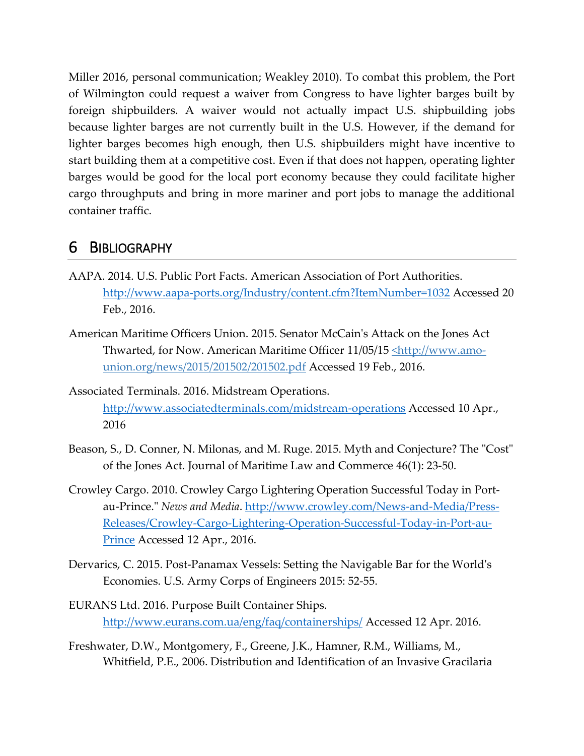Miller 2016, personal communication; Weakley 2010). To combat this problem, the Port of Wilmington could request a waiver from Congress to have lighter barges built by foreign shipbuilders. A waiver would not actually impact U.S. shipbuilding jobs because lighter barges are not currently built in the U.S. However, if the demand for lighter barges becomes high enough, then U.S. shipbuilders might have incentive to start building them at a competitive cost. Even if that does not happen, operating lighter barges would be good for the local port economy because they could facilitate higher cargo throughputs and bring in more mariner and port jobs to manage the additional container traffic.

# 6 Bibliography

AAPA. 2014. U.S. Public Port Facts. American Association of Port Authorities. http://www.aapa-ports.org/Industry/content.cfm?ItemNumber=1032 Accessed 20 Feb., 2016.

American Maritime Officers Union. 2015. Senator McCain's Attack on the Jones Act Thwarted, for Now. American Maritime Officer 11/05/15 <http://www.amo-union.org/news/2015/201502/201502.pdf Accessed 19 Feb., 2016.

Associated Terminals. 2016. Midstream Operations. http://www.associatedterminals.com/midstream-operations Accessed 10 Apr., 2016

Beason, S., D. Conner, N. Milonas, and M. Ruge. 2015. Myth and Conjecture? The "Cost" of the Jones Act. Journal of Maritime Law and Commerce 46(1): 23-50.

Crowley Cargo. 2010. Crowley Cargo Lightering Operation Successful Today in Port-au-Prince." *News and Media*. http://www.crowley.com/News-and-Media/Press-Releases/Crowley-Cargo-Lightering-Operation-Successful-Today-in-Port-au-Prince Accessed 12 Apr., 2016.

Dervarics, C. 2015. Post-Panamax Vessels: Setting the Navigable Bar for the World's Economies. U.S. Army Corps of Engineers 2015: 52-55.

EURANS Ltd. 2016. Purpose Built Container Ships. http://www.eurans.com.ua/eng/faq/containerships/ Accessed 12 Apr. 2016.

Freshwater, D.W., Montgomery, F., Greene, J.K., Hamner, R.M., Williams, M., Whitfield, P.E., 2006. Distribution and Identification of an Invasive Gracilaria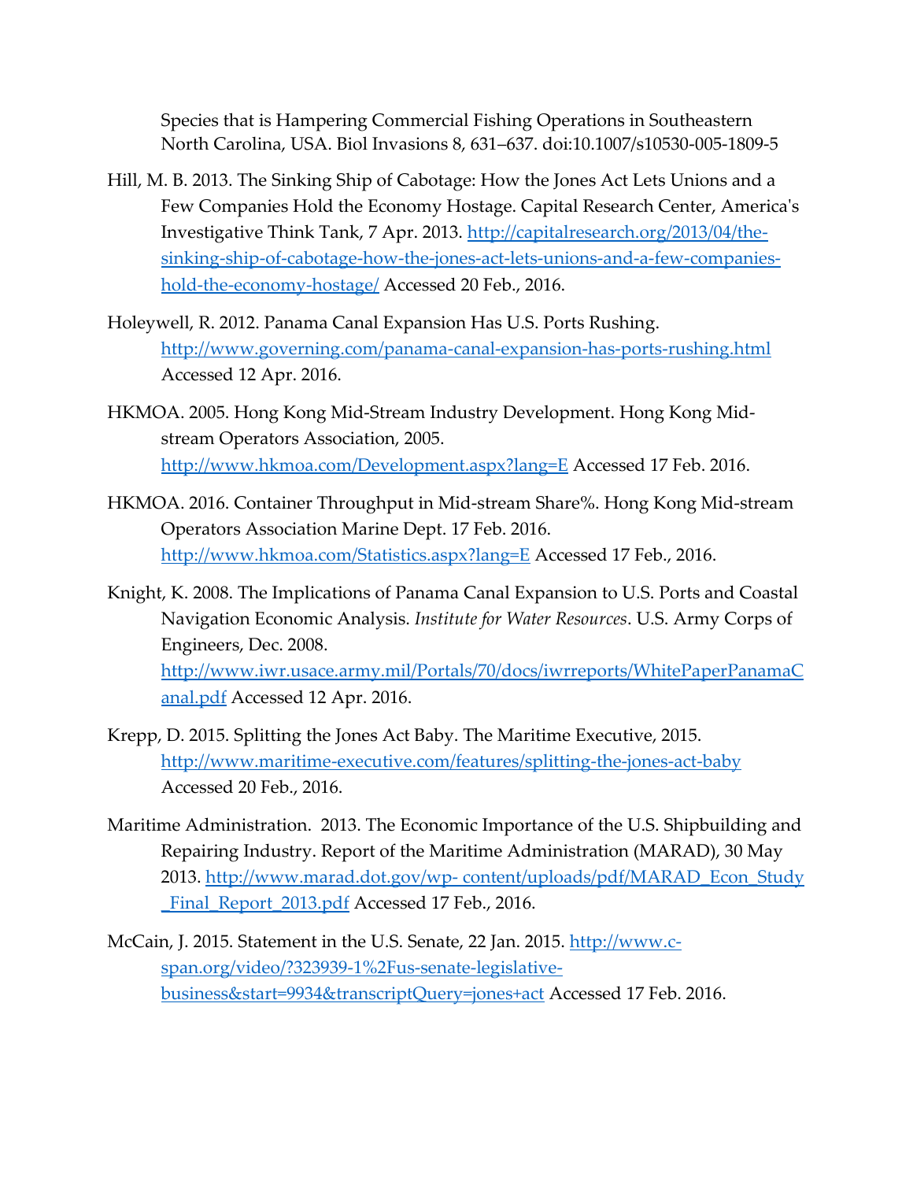Species that is Hampering Commercial Fishing Operations in Southeastern North Carolina, USA. Biol Invasions 8, 631–637. doi:10.1007/s10530-005-1809-5

Hill, M. B. 2013. The Sinking Ship of Cabotage: How the Jones Act Lets Unions and a Few Companies Hold the Economy Hostage. Capital Research Center, America's Investigative Think Tank, 7 Apr. 2013. http://capitalresearch.org/2013/04/the-sinking-ship-of-cabotage-how-the-jones-act-lets-unions-and-a-few-companies-hold-the-economy-hostage/ Accessed 20 Feb., 2016.

Holeywell, R. 2012. Panama Canal Expansion Has U.S. Ports Rushing. http://www.governing.com/panama-canal-expansion-has-ports-rushing.html Accessed 12 Apr. 2016.

HKMOA. 2005. Hong Kong Mid-Stream Industry Development. Hong Kong Mid-stream Operators Association, 2005. http://www.hkmoa.com/Development.aspx?lang=E Accessed 17 Feb. 2016.

HKMOA. 2016. Container Throughput in Mid-stream Share%. Hong Kong Mid-stream Operators Association Marine Dept. 17 Feb. 2016. http://www.hkmoa.com/Statistics.aspx?lang=E Accessed 17 Feb., 2016.

Knight, K. 2008. The Implications of Panama Canal Expansion to U.S. Ports and Coastal Navigation Economic Analysis. *Institute for Water Resources*. U.S. Army Corps of Engineers, Dec. 2008. http://www.iwr.usace.army.mil/Portals/70/docs/iwrreports/WhitePaperPanamaCanal.pdf Accessed 12 Apr. 2016.

Krepp, D. 2015. Splitting the Jones Act Baby. The Maritime Executive, 2015. http://www.maritime-executive.com/features/splitting-the-jones-act-baby Accessed 20 Feb., 2016.

Maritime Administration. 2013. The Economic Importance of the U.S. Shipbuilding and Repairing Industry. Report of the Maritime Administration (MARAD), 30 May 2013. http://www.marad.dot.gov/wp- content/uploads/pdf/MARAD_Econ_Study_Final_Report_2013.pdf Accessed 17 Feb., 2016.

McCain, J. 2015. Statement in the U.S. Senate, 22 Jan. 2015. http://www.c-span.org/video/?323939-1%2Fus-senate-legislative-business&start=9934&transcriptQuery=jones+act Accessed 17 Feb. 2016.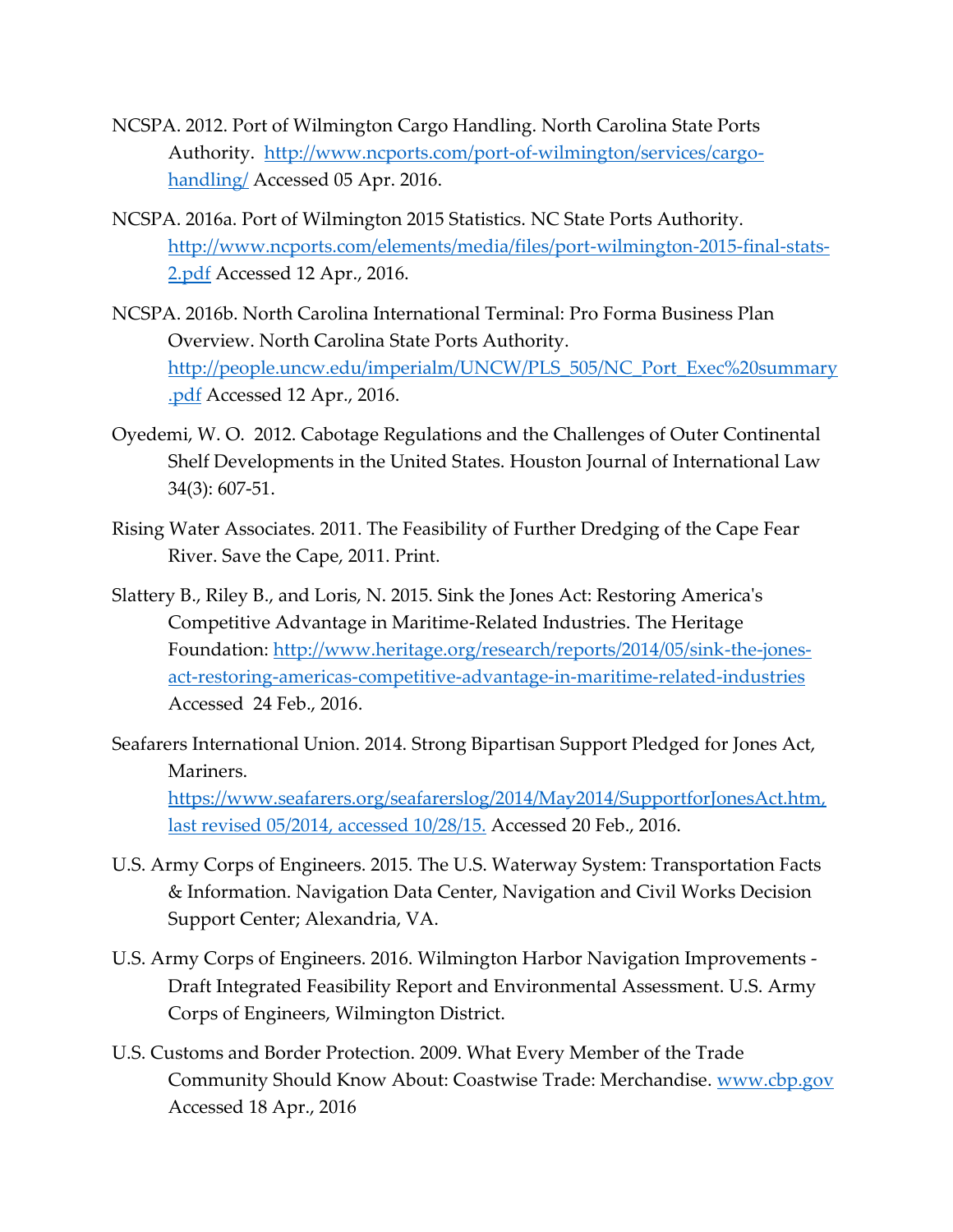NCSPA. 2012. Port of Wilmington Cargo Handling. North Carolina State Ports Authority. http://www.ncports.com/port-of-wilmington/services/cargo-handling/ Accessed 05 Apr. 2016.

NCSPA. 2016a. Port of Wilmington 2015 Statistics. NC State Ports Authority. http://www.ncports.com/elements/media/files/port-wilmington-2015-final-stats-2.pdf Accessed 12 Apr., 2016.

NCSPA. 2016b. North Carolina International Terminal: Pro Forma Business Plan Overview. North Carolina State Ports Authority. http://people.uncw.edu/imperialm/UNCW/PLS_505/NC_Port_Exec%20summary.pdf Accessed 12 Apr., 2016.

Oyedemi, W. O. 2012. Cabotage Regulations and the Challenges of Outer Continental Shelf Developments in the United States. Houston Journal of International Law 34(3): 607-51.

Rising Water Associates. 2011. The Feasibility of Further Dredging of the Cape Fear River. Save the Cape, 2011. Print.

Slattery B., Riley B., and Loris, N. 2015. Sink the Jones Act: Restoring America's Competitive Advantage in Maritime-Related Industries. The Heritage Foundation: http://www.heritage.org/research/reports/2014/05/sink-the-jones-act-restoring-americas-competitive-advantage-in-maritime-related-industries Accessed 24 Feb., 2016.

Seafarers International Union. 2014. Strong Bipartisan Support Pledged for Jones Act, Mariners. https://www.seafarers.org/seafarerslog/2014/May2014/SupportforJonesAct.htm, last revised 05/2014, accessed 10/28/15. Accessed 20 Feb., 2016.

U.S. Army Corps of Engineers. 2015. The U.S. Waterway System: Transportation Facts & Information. Navigation Data Center, Navigation and Civil Works Decision Support Center; Alexandria, VA.

U.S. Army Corps of Engineers. 2016. Wilmington Harbor Navigation Improvements - Draft Integrated Feasibility Report and Environmental Assessment. U.S. Army Corps of Engineers, Wilmington District.

U.S. Customs and Border Protection. 2009. What Every Member of the Trade Community Should Know About: Coastwise Trade: Merchandise. www.cbp.gov Accessed 18 Apr., 2016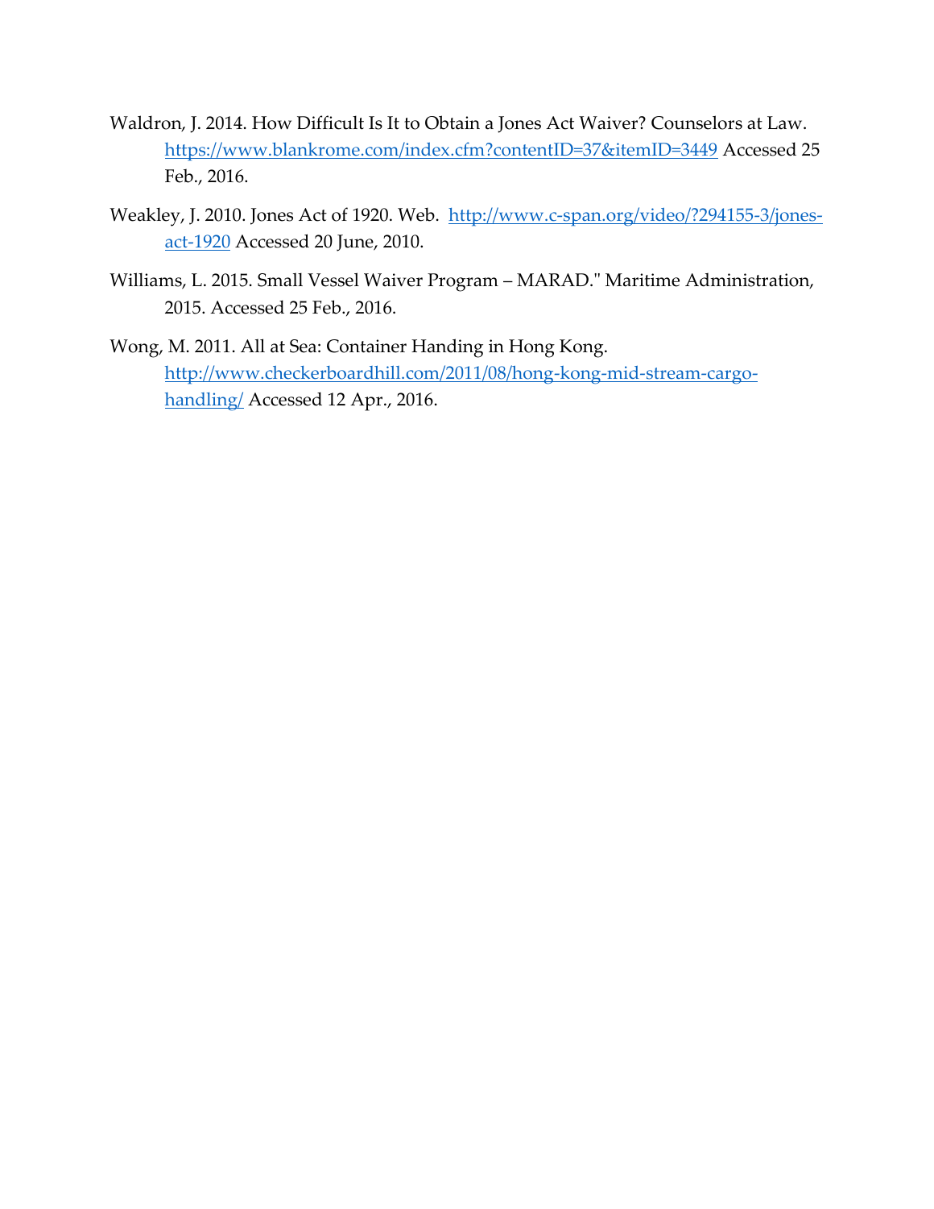Waldron, J. 2014. How Difficult Is It to Obtain a Jones Act Waiver? Counselors at Law. https://www.blankrome.com/index.cfm?contentID=37&itemID=3449 Accessed 25 Feb., 2016.

Weakley, J. 2010. Jones Act of 1920. Web. http://www.c-span.org/video/?294155-3/jones-act-1920 Accessed 20 June, 2010.

Williams, L. 2015. Small Vessel Waiver Program – MARAD." Maritime Administration, 2015. Accessed 25 Feb., 2016.

Wong, M. 2011. All at Sea: Container Handing in Hong Kong. http://www.checkerboardhill.com/2011/08/hong-kong-mid-stream-cargo-handling/ Accessed 12 Apr., 2016.